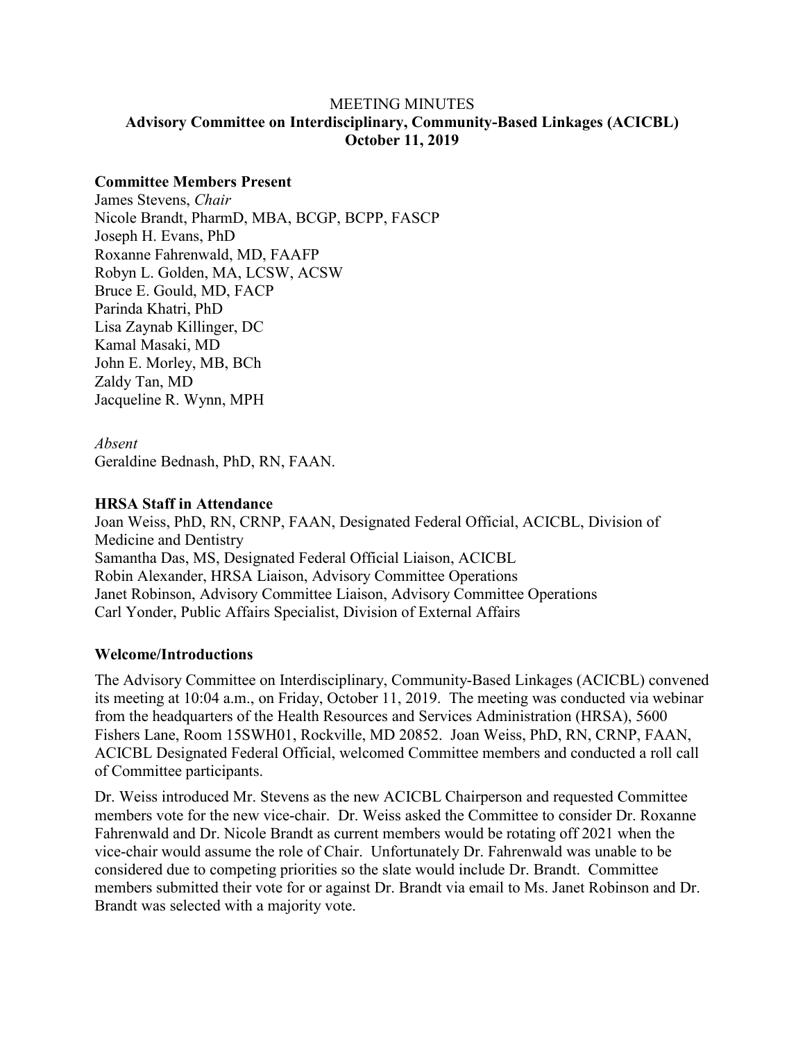MEETING MINUTES

**Advisory Committee on Interdisciplinary, Community-Based Linkages (ACICBL)**
**October 11, 2019**

**Committee Members Present**

James Stevens, *Chair*
Nicole Brandt, PharmD, MBA, BCGP, BCPP, FASCP
Joseph H. Evans, PhD
Roxanne Fahrenwald, MD, FAAFP
Robyn L. Golden, MA, LCSW, ACSW
Bruce E. Gould, MD, FACP
Parinda Khatri, PhD
Lisa Zaynab Killinger, DC
Kamal Masaki, MD
John E. Morley, MB, BCh
Zaldy Tan, MD
Jacqueline R. Wynn, MPH

*Absent*
Geraldine Bednash, PhD, RN, FAAN.

**HRSA Staff in Attendance**

Joan Weiss, PhD, RN, CRNP, FAAN, Designated Federal Official, ACICBL, Division of Medicine and Dentistry
Samantha Das, MS, Designated Federal Official Liaison, ACICBL
Robin Alexander, HRSA Liaison, Advisory Committee Operations
Janet Robinson, Advisory Committee Liaison, Advisory Committee Operations
Carl Yonder, Public Affairs Specialist, Division of External Affairs

**Welcome/Introductions**

The Advisory Committee on Interdisciplinary, Community-Based Linkages (ACICBL) convened its meeting at 10:04 a.m., on Friday, October 11, 2019. The meeting was conducted via webinar from the headquarters of the Health Resources and Services Administration (HRSA), 5600 Fishers Lane, Room 15SWH01, Rockville, MD 20852. Joan Weiss, PhD, RN, CRNP, FAAN, ACICBL Designated Federal Official, welcomed Committee members and conducted a roll call of Committee participants.

Dr. Weiss introduced Mr. Stevens as the new ACICBL Chairperson and requested Committee members vote for the new vice-chair. Dr. Weiss asked the Committee to consider Dr. Roxanne Fahrenwald and Dr. Nicole Brandt as current members would be rotating off 2021 when the vice-chair would assume the role of Chair. Unfortunately Dr. Fahrenwald was unable to be considered due to competing priorities so the slate would include Dr. Brandt. Committee members submitted their vote for or against Dr. Brandt via email to Ms. Janet Robinson and Dr. Brandt was selected with a majority vote.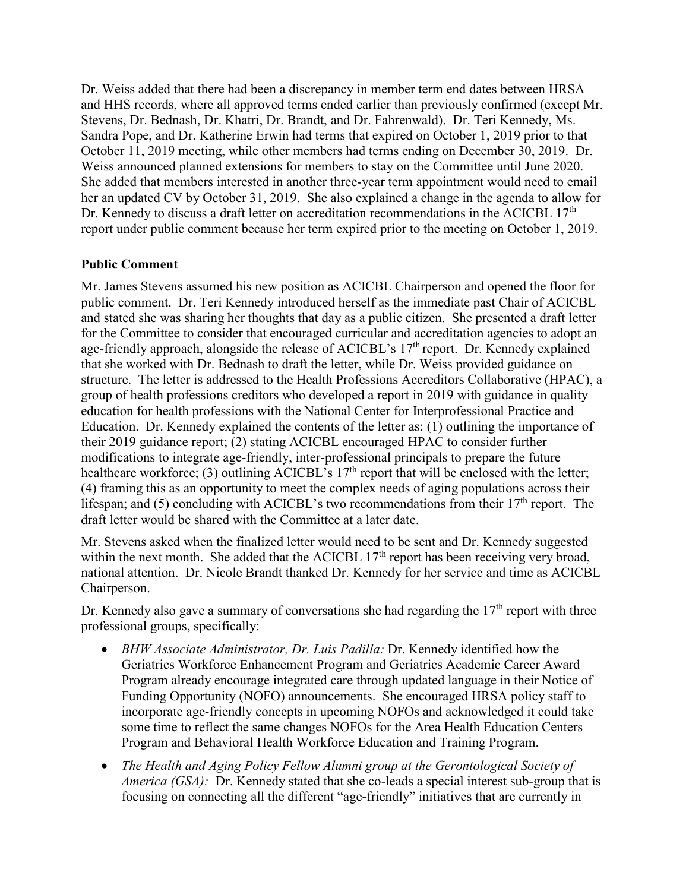Dr. Weiss added that there had been a discrepancy in member term end dates between HRSA and HHS records, where all approved terms ended earlier than previously confirmed (except Mr. Stevens, Dr. Bednash, Dr. Khatri, Dr. Brandt, and Dr. Fahrenwald). Dr. Teri Kennedy, Ms. Sandra Pope, and Dr. Katherine Erwin had terms that expired on October 1, 2019 prior to that October 11, 2019 meeting, while other members had terms ending on December 30, 2019. Dr. Weiss announced planned extensions for members to stay on the Committee until June 2020. She added that members interested in another three-year term appointment would need to email her an updated CV by October 31, 2019. She also explained a change in the agenda to allow for Dr. Kennedy to discuss a draft letter on accreditation recommendations in the ACICBL 17th report under public comment because her term expired prior to the meeting on October 1, 2019.

**Public Comment**

Mr. James Stevens assumed his new position as ACICBL Chairperson and opened the floor for public comment. Dr. Teri Kennedy introduced herself as the immediate past Chair of ACICBL and stated she was sharing her thoughts that day as a public citizen. She presented a draft letter for the Committee to consider that encouraged curricular and accreditation agencies to adopt an age-friendly approach, alongside the release of ACICBL's 17th report. Dr. Kennedy explained that she worked with Dr. Bednash to draft the letter, while Dr. Weiss provided guidance on structure. The letter is addressed to the Health Professions Accreditors Collaborative (HPAC), a group of health professions creditors who developed a report in 2019 with guidance in quality education for health professions with the National Center for Interprofessional Practice and Education. Dr. Kennedy explained the contents of the letter as: (1) outlining the importance of their 2019 guidance report; (2) stating ACICBL encouraged HPAC to consider further modifications to integrate age-friendly, inter-professional principals to prepare the future healthcare workforce; (3) outlining ACICBL's 17th report that will be enclosed with the letter; (4) framing this as an opportunity to meet the complex needs of aging populations across their lifespan; and (5) concluding with ACICBL's two recommendations from their 17th report. The draft letter would be shared with the Committee at a later date.

Mr. Stevens asked when the finalized letter would need to be sent and Dr. Kennedy suggested within the next month. She added that the ACICBL 17th report has been receiving very broad, national attention. Dr. Nicole Brandt thanked Dr. Kennedy for her service and time as ACICBL Chairperson.

Dr. Kennedy also gave a summary of conversations she had regarding the 17th report with three professional groups, specifically:

- *BHW Associate Administrator, Dr. Luis Padilla:* Dr. Kennedy identified how the Geriatrics Workforce Enhancement Program and Geriatrics Academic Career Award Program already encourage integrated care through updated language in their Notice of Funding Opportunity (NOFO) announcements. She encouraged HRSA policy staff to incorporate age-friendly concepts in upcoming NOFOs and acknowledged it could take some time to reflect the same changes NOFOs for the Area Health Education Centers Program and Behavioral Health Workforce Education and Training Program.
- *The Health and Aging Policy Fellow Alumni group at the Gerontological Society of America (GSA):* Dr. Kennedy stated that she co-leads a special interest sub-group that is focusing on connecting all the different "age-friendly" initiatives that are currently in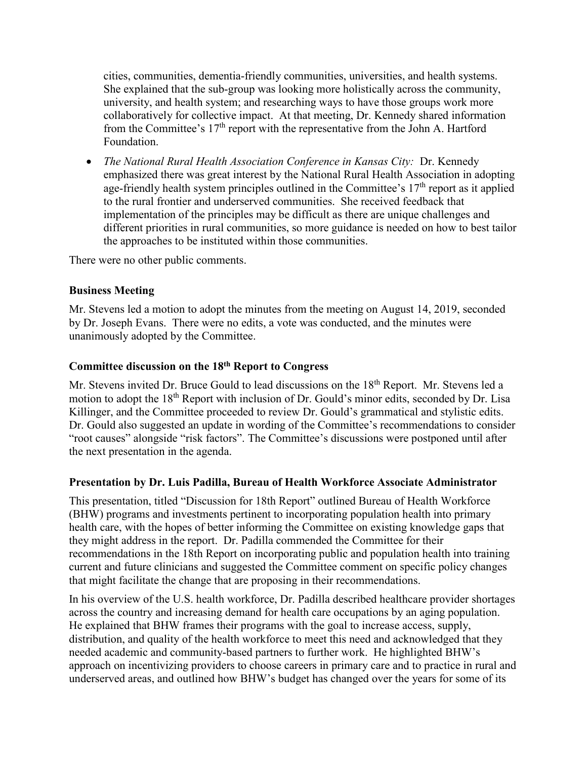cities, communities, dementia-friendly communities, universities, and health systems. She explained that the sub-group was looking more holistically across the community, university, and health system; and researching ways to have those groups work more collaboratively for collective impact. At that meeting, Dr. Kennedy shared information from the Committee's 17th report with the representative from the John A. Hartford Foundation.

- *The National Rural Health Association Conference in Kansas City:* Dr. Kennedy emphasized there was great interest by the National Rural Health Association in adopting age-friendly health system principles outlined in the Committee's 17th report as it applied to the rural frontier and underserved communities. She received feedback that implementation of the principles may be difficult as there are unique challenges and different priorities in rural communities, so more guidance is needed on how to best tailor the approaches to be instituted within those communities.

There were no other public comments.

## Business Meeting

Mr. Stevens led a motion to adopt the minutes from the meeting on August 14, 2019, seconded by Dr. Joseph Evans. There were no edits, a vote was conducted, and the minutes were unanimously adopted by the Committee.

## Committee discussion on the 18th Report to Congress

Mr. Stevens invited Dr. Bruce Gould to lead discussions on the 18th Report. Mr. Stevens led a motion to adopt the 18th Report with inclusion of Dr. Gould's minor edits, seconded by Dr. Lisa Killinger, and the Committee proceeded to review Dr. Gould's grammatical and stylistic edits. Dr. Gould also suggested an update in wording of the Committee's recommendations to consider "root causes" alongside "risk factors". The Committee's discussions were postponed until after the next presentation in the agenda.

## Presentation by Dr. Luis Padilla, Bureau of Health Workforce Associate Administrator

This presentation, titled "Discussion for 18th Report" outlined Bureau of Health Workforce (BHW) programs and investments pertinent to incorporating population health into primary health care, with the hopes of better informing the Committee on existing knowledge gaps that they might address in the report. Dr. Padilla commended the Committee for their recommendations in the 18th Report on incorporating public and population health into training current and future clinicians and suggested the Committee comment on specific policy changes that might facilitate the change that are proposing in their recommendations.

In his overview of the U.S. health workforce, Dr. Padilla described healthcare provider shortages across the country and increasing demand for health care occupations by an aging population. He explained that BHW frames their programs with the goal to increase access, supply, distribution, and quality of the health workforce to meet this need and acknowledged that they needed academic and community-based partners to further work. He highlighted BHW's approach on incentivizing providers to choose careers in primary care and to practice in rural and underserved areas, and outlined how BHW's budget has changed over the years for some of its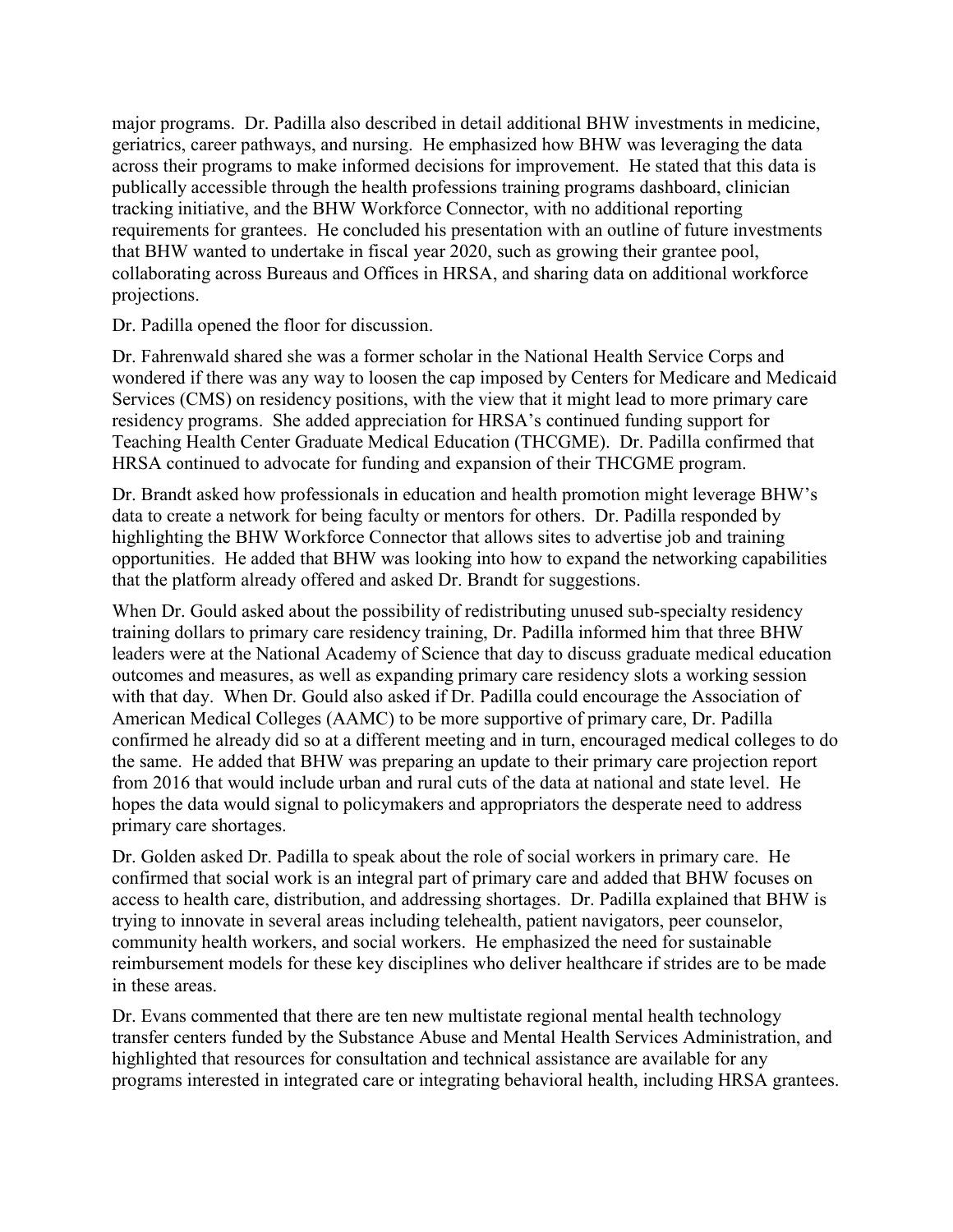major programs. Dr. Padilla also described in detail additional BHW investments in medicine, geriatrics, career pathways, and nursing. He emphasized how BHW was leveraging the data across their programs to make informed decisions for improvement. He stated that this data is publically accessible through the health professions training programs dashboard, clinician tracking initiative, and the BHW Workforce Connector, with no additional reporting requirements for grantees. He concluded his presentation with an outline of future investments that BHW wanted to undertake in fiscal year 2020, such as growing their grantee pool, collaborating across Bureaus and Offices in HRSA, and sharing data on additional workforce projections.

Dr. Padilla opened the floor for discussion.

Dr. Fahrenwald shared she was a former scholar in the National Health Service Corps and wondered if there was any way to loosen the cap imposed by Centers for Medicare and Medicaid Services (CMS) on residency positions, with the view that it might lead to more primary care residency programs. She added appreciation for HRSA's continued funding support for Teaching Health Center Graduate Medical Education (THCGME). Dr. Padilla confirmed that HRSA continued to advocate for funding and expansion of their THCGME program.

Dr. Brandt asked how professionals in education and health promotion might leverage BHW's data to create a network for being faculty or mentors for others. Dr. Padilla responded by highlighting the BHW Workforce Connector that allows sites to advertise job and training opportunities. He added that BHW was looking into how to expand the networking capabilities that the platform already offered and asked Dr. Brandt for suggestions.

When Dr. Gould asked about the possibility of redistributing unused sub-specialty residency training dollars to primary care residency training, Dr. Padilla informed him that three BHW leaders were at the National Academy of Science that day to discuss graduate medical education outcomes and measures, as well as expanding primary care residency slots a working session with that day. When Dr. Gould also asked if Dr. Padilla could encourage the Association of American Medical Colleges (AAMC) to be more supportive of primary care, Dr. Padilla confirmed he already did so at a different meeting and in turn, encouraged medical colleges to do the same. He added that BHW was preparing an update to their primary care projection report from 2016 that would include urban and rural cuts of the data at national and state level. He hopes the data would signal to policymakers and appropriators the desperate need to address primary care shortages.

Dr. Golden asked Dr. Padilla to speak about the role of social workers in primary care. He confirmed that social work is an integral part of primary care and added that BHW focuses on access to health care, distribution, and addressing shortages. Dr. Padilla explained that BHW is trying to innovate in several areas including telehealth, patient navigators, peer counselor, community health workers, and social workers. He emphasized the need for sustainable reimbursement models for these key disciplines who deliver healthcare if strides are to be made in these areas.

Dr. Evans commented that there are ten new multistate regional mental health technology transfer centers funded by the Substance Abuse and Mental Health Services Administration, and highlighted that resources for consultation and technical assistance are available for any programs interested in integrated care or integrating behavioral health, including HRSA grantees.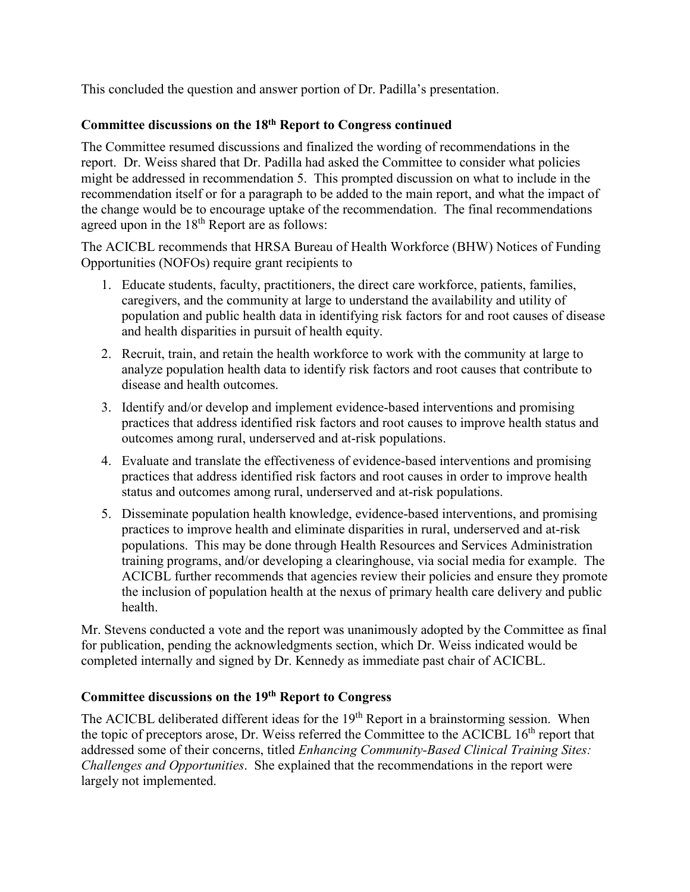This concluded the question and answer portion of Dr. Padilla's presentation.

**Committee discussions on the 18th Report to Congress continued**

The Committee resumed discussions and finalized the wording of recommendations in the report. Dr. Weiss shared that Dr. Padilla had asked the Committee to consider what policies might be addressed in recommendation 5. This prompted discussion on what to include in the recommendation itself or for a paragraph to be added to the main report, and what the impact of the change would be to encourage uptake of the recommendation. The final recommendations agreed upon in the 18th Report are as follows:

The ACICBL recommends that HRSA Bureau of Health Workforce (BHW) Notices of Funding Opportunities (NOFOs) require grant recipients to

1. Educate students, faculty, practitioners, the direct care workforce, patients, families, caregivers, and the community at large to understand the availability and utility of population and public health data in identifying risk factors for and root causes of disease and health disparities in pursuit of health equity.
2. Recruit, train, and retain the health workforce to work with the community at large to analyze population health data to identify risk factors and root causes that contribute to disease and health outcomes.
3. Identify and/or develop and implement evidence-based interventions and promising practices that address identified risk factors and root causes to improve health status and outcomes among rural, underserved and at-risk populations.
4. Evaluate and translate the effectiveness of evidence-based interventions and promising practices that address identified risk factors and root causes in order to improve health status and outcomes among rural, underserved and at-risk populations.
5. Disseminate population health knowledge, evidence-based interventions, and promising practices to improve health and eliminate disparities in rural, underserved and at-risk populations. This may be done through Health Resources and Services Administration training programs, and/or developing a clearinghouse, via social media for example. The ACICBL further recommends that agencies review their policies and ensure they promote the inclusion of population health at the nexus of primary health care delivery and public health.

Mr. Stevens conducted a vote and the report was unanimously adopted by the Committee as final for publication, pending the acknowledgments section, which Dr. Weiss indicated would be completed internally and signed by Dr. Kennedy as immediate past chair of ACICBL.

**Committee discussions on the 19th Report to Congress**

The ACICBL deliberated different ideas for the 19th Report in a brainstorming session. When the topic of preceptors arose, Dr. Weiss referred the Committee to the ACICBL 16th report that addressed some of their concerns, titled *Enhancing Community-Based Clinical Training Sites: Challenges and Opportunities*. She explained that the recommendations in the report were largely not implemented.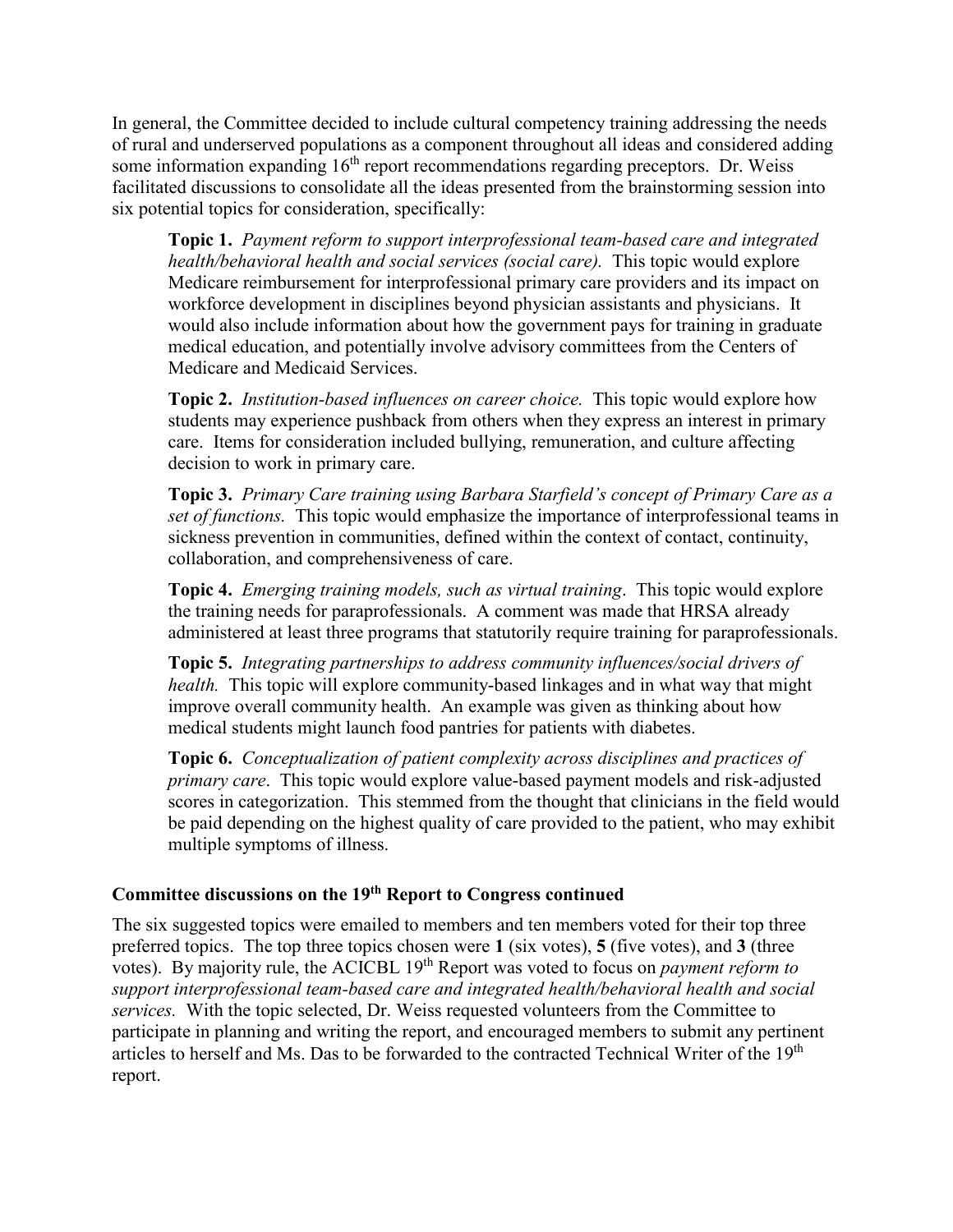In general, the Committee decided to include cultural competency training addressing the needs of rural and underserved populations as a component throughout all ideas and considered adding some information expanding 16th report recommendations regarding preceptors. Dr. Weiss facilitated discussions to consolidate all the ideas presented from the brainstorming session into six potential topics for consideration, specifically:

> **Topic 1.** *Payment reform to support interprofessional team-based care and integrated health/behavioral health and social services (social care).* This topic would explore Medicare reimbursement for interprofessional primary care providers and its impact on workforce development in disciplines beyond physician assistants and physicians. It would also include information about how the government pays for training in graduate medical education, and potentially involve advisory committees from the Centers of Medicare and Medicaid Services.
>
> **Topic 2.** *Institution-based influences on career choice.* This topic would explore how students may experience pushback from others when they express an interest in primary care. Items for consideration included bullying, remuneration, and culture affecting decision to work in primary care.
>
> **Topic 3.** *Primary Care training using Barbara Starfield's concept of Primary Care as a set of functions.* This topic would emphasize the importance of interprofessional teams in sickness prevention in communities, defined within the context of contact, continuity, collaboration, and comprehensiveness of care.
>
> **Topic 4.** *Emerging training models, such as virtual training*. This topic would explore the training needs for paraprofessionals. A comment was made that HRSA already administered at least three programs that statutorily require training for paraprofessionals.
>
> **Topic 5.** *Integrating partnerships to address community influences/social drivers of health.* This topic will explore community-based linkages and in what way that might improve overall community health. An example was given as thinking about how medical students might launch food pantries for patients with diabetes.
>
> **Topic 6.** *Conceptualization of patient complexity across disciplines and practices of primary care*. This topic would explore value-based payment models and risk-adjusted scores in categorization. This stemmed from the thought that clinicians in the field would be paid depending on the highest quality of care provided to the patient, who may exhibit multiple symptoms of illness.

### Committee discussions on the 19th Report to Congress continued

The six suggested topics were emailed to members and ten members voted for their top three preferred topics. The top three topics chosen were **1** (six votes), **5** (five votes), and **3** (three votes). By majority rule, the ACICBL 19th Report was voted to focus on *payment reform to support interprofessional team-based care and integrated health/behavioral health and social services.* With the topic selected, Dr. Weiss requested volunteers from the Committee to participate in planning and writing the report, and encouraged members to submit any pertinent articles to herself and Ms. Das to be forwarded to the contracted Technical Writer of the 19th report.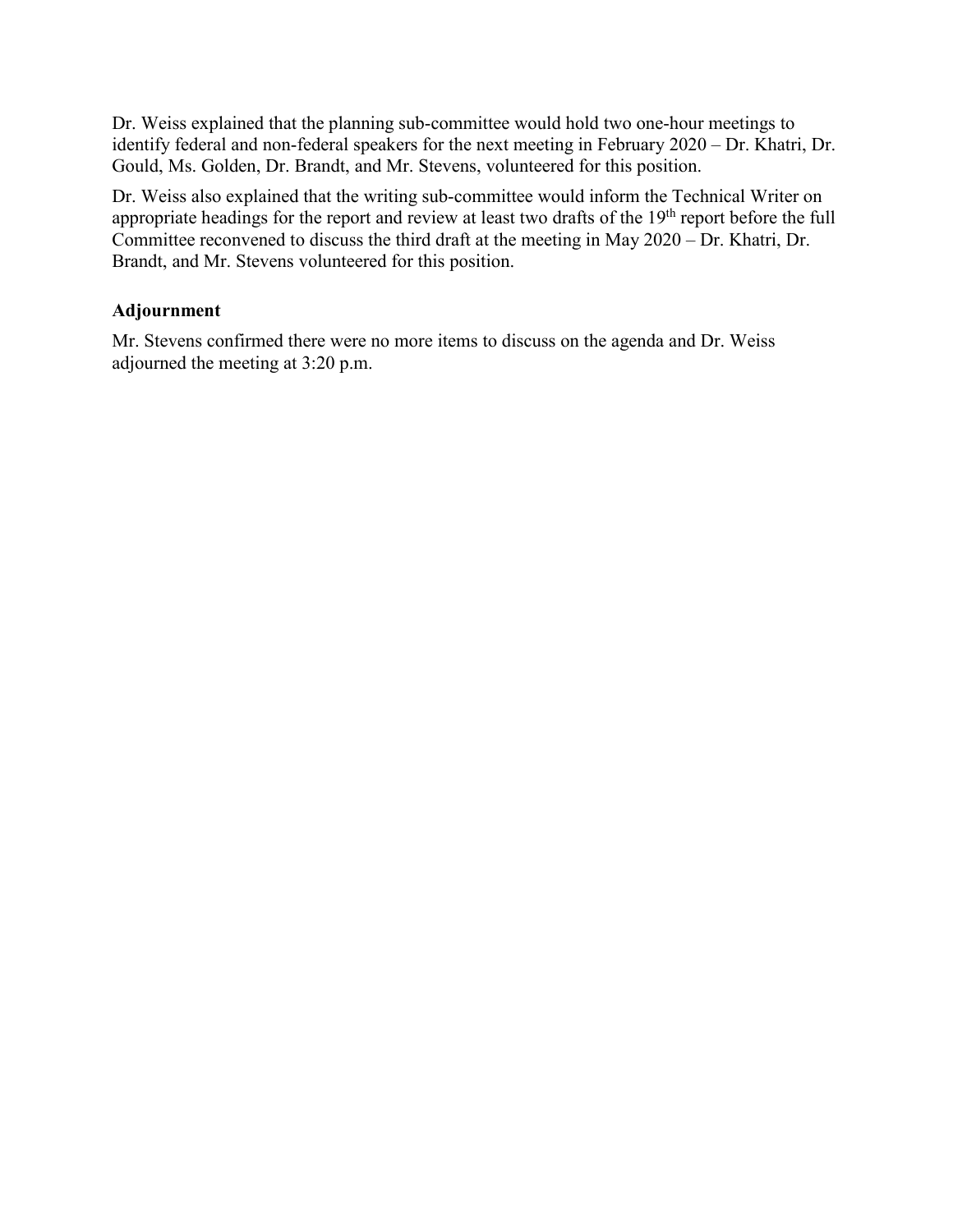Dr. Weiss explained that the planning sub-committee would hold two one-hour meetings to identify federal and non-federal speakers for the next meeting in February 2020 – Dr. Khatri, Dr. Gould, Ms. Golden, Dr. Brandt, and Mr. Stevens, volunteered for this position.

Dr. Weiss also explained that the writing sub-committee would inform the Technical Writer on appropriate headings for the report and review at least two drafts of the 19th report before the full Committee reconvened to discuss the third draft at the meeting in May 2020 – Dr. Khatri, Dr. Brandt, and Mr. Stevens volunteered for this position.

## Adjournment

Mr. Stevens confirmed there were no more items to discuss on the agenda and Dr. Weiss adjourned the meeting at 3:20 p.m.